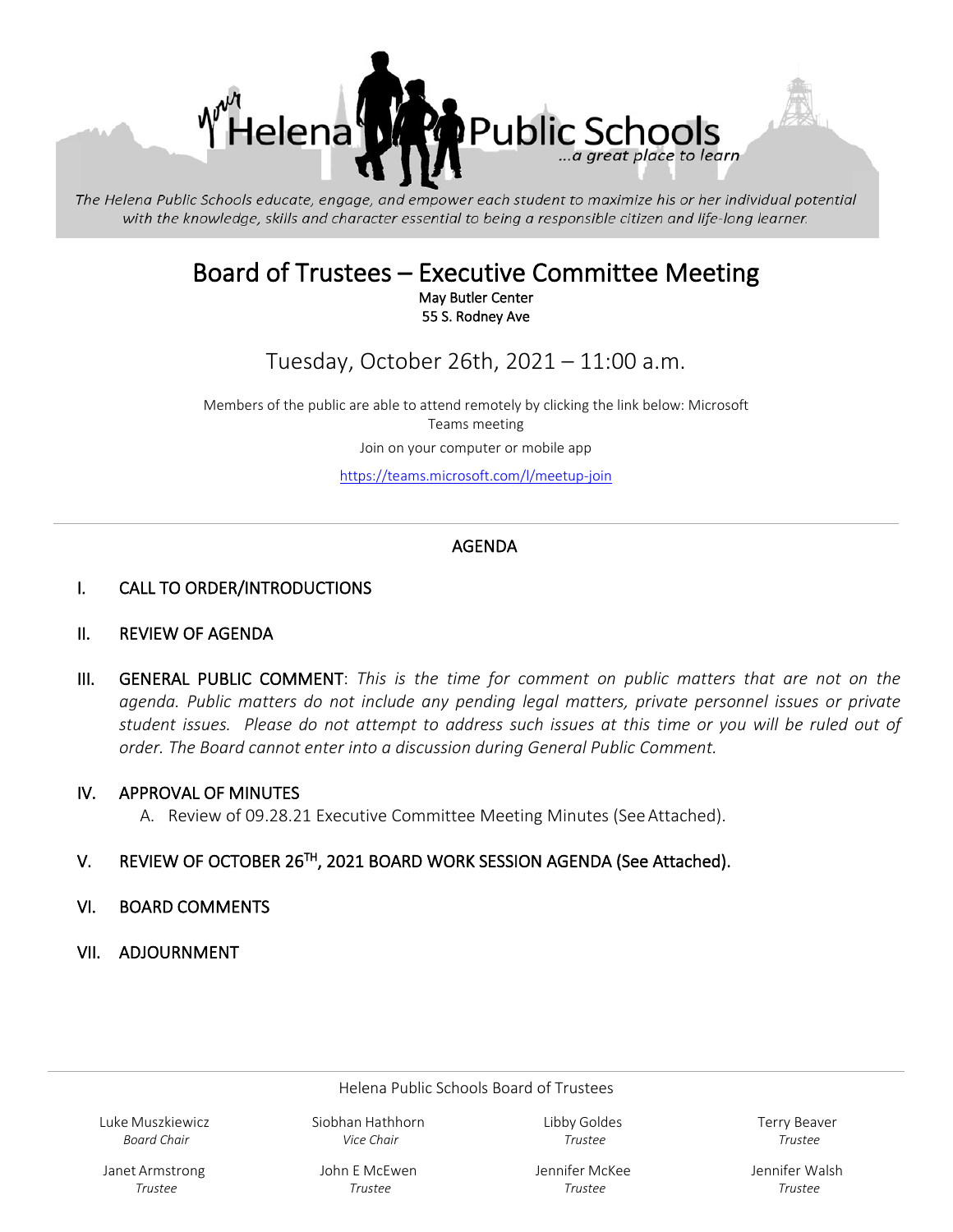Your Helena Public Schools ...a great place to learn

*The Helena Public Schools educate, engage, and empower each student to maximize his or her individual potential with the knowledge, skills and character essential to being a responsible citizen and life-long learner.*

# Board of Trustees – Executive Committee Meeting

**May Butler Center**
**55 S. Rodney Ave**

## Tuesday, October 26th, 2021 – 11:00 a.m.

Members of the public are able to attend remotely by clicking the link below: Microsoft Teams meeting

Join on your computer or mobile app

https://teams.microsoft.com/l/meetup-join

---

## AGENDA

I. CALL TO ORDER/INTRODUCTIONS

II. REVIEW OF AGENDA

III. GENERAL PUBLIC COMMENT: *This is the time for comment on public matters that are not on the agenda. Public matters do not include any pending legal matters, private personnel issues or private student issues. Please do not attempt to address such issues at this time or you will be ruled out of order. The Board cannot enter into a discussion during General Public Comment.*

IV. APPROVAL OF MINUTES
   A. Review of 09.28.21 Executive Committee Meeting Minutes (See Attached).

V. **REVIEW OF OCTOBER 26TH, 2021 BOARD WORK SESSION AGENDA (See Attached).**

VI. BOARD COMMENTS

VII. ADJOURNMENT

---

Helena Public Schools Board of Trustees

| | | | |
|---|---|---|---|
| Luke Muszkiewicz *Board Chair* | Siobhan Hathhorn *Vice Chair* | Libby Goldes *Trustee* | Terry Beaver *Trustee* |
| Janet Armstrong *Trustee* | John E McEwen *Trustee* | Jennifer McKee *Trustee* | Jennifer Walsh *Trustee* |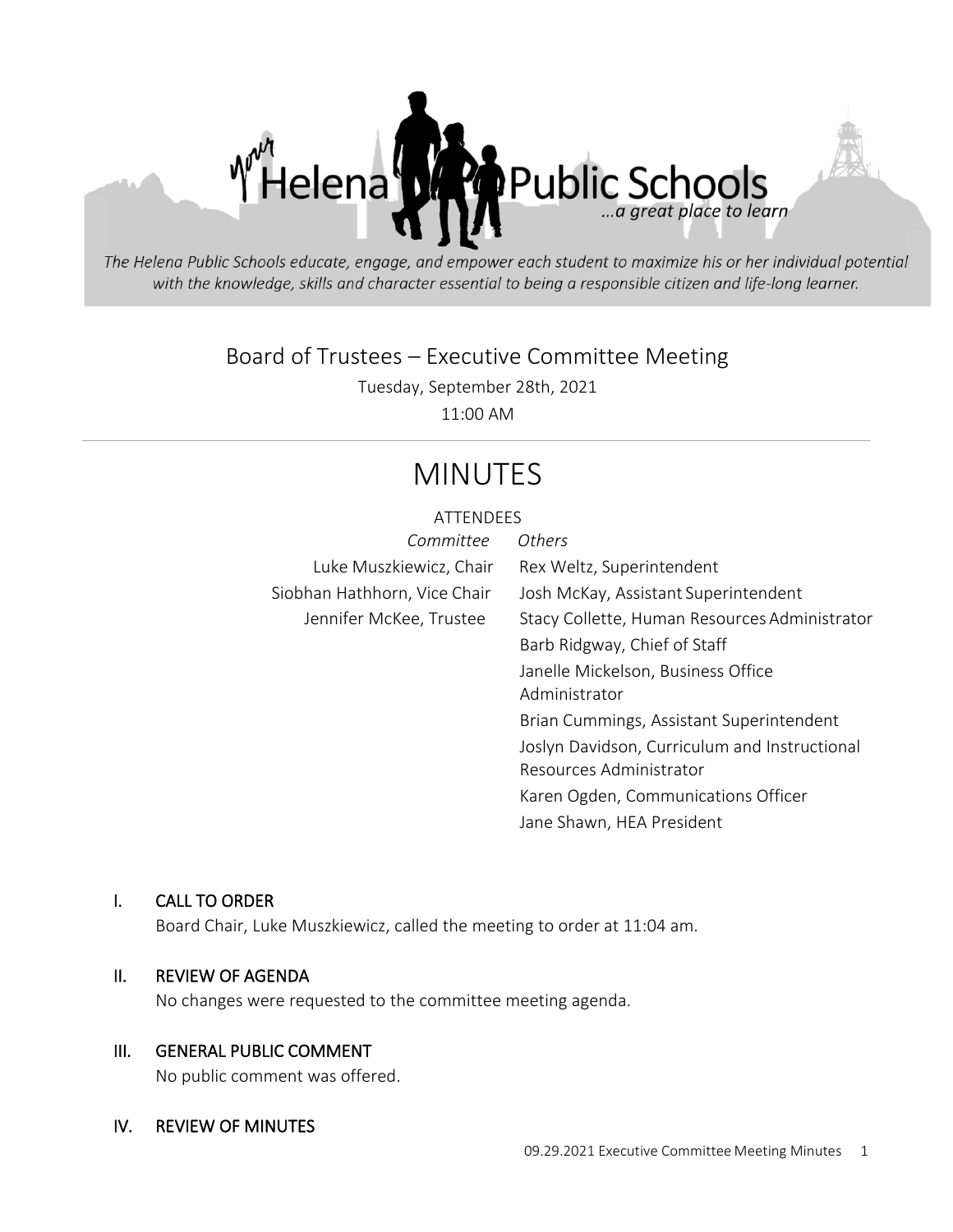The Helena Public Schools educate, engage, and empower each student to maximize his or her individual potential with the knowledge, skills and character essential to being a responsible citizen and life-long learner.

# Board of Trustees – Executive Committee Meeting

Tuesday, September 28th, 2021

11:00 AM

# MINUTES

## ATTENDEES

| *Committee* | *Others* |
|---|---|
| Luke Muszkiewicz, Chair | Rex Weltz, Superintendent |
| Siobhan Hathhorn, Vice Chair | Josh McKay, Assistant Superintendent |
| Jennifer McKee, Trustee | Stacy Collette, Human Resources Administrator |
| | Barb Ridgway, Chief of Staff |
| | Janelle Mickelson, Business Office Administrator |
| | Brian Cummings, Assistant Superintendent |
| | Joslyn Davidson, Curriculum and Instructional Resources Administrator |
| | Karen Ogden, Communications Officer |
| | Jane Shawn, HEA President |

## I. CALL TO ORDER

Board Chair, Luke Muszkiewicz, called the meeting to order at 11:04 am.

## II. REVIEW OF AGENDA

No changes were requested to the committee meeting agenda.

## III. GENERAL PUBLIC COMMENT

No public comment was offered.

## IV. REVIEW OF MINUTES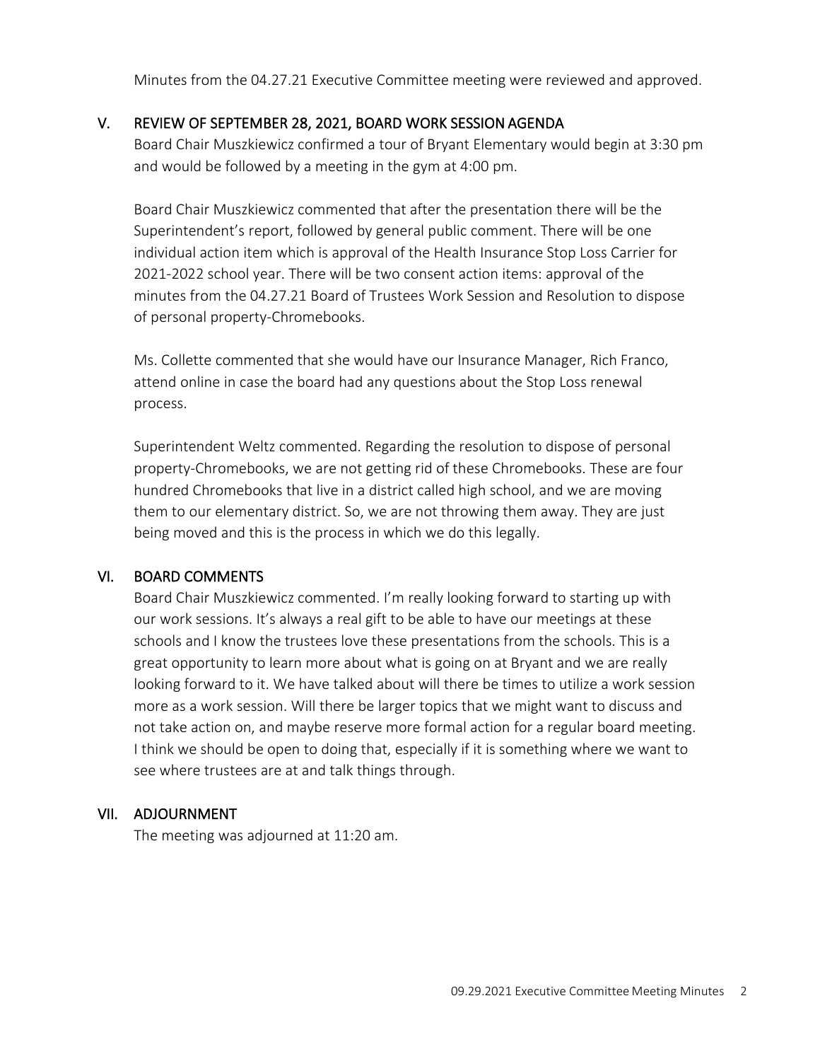Minutes from the 04.27.21 Executive Committee meeting were reviewed and approved.

## V. REVIEW OF SEPTEMBER 28, 2021, BOARD WORK SESSION AGENDA

Board Chair Muszkiewicz confirmed a tour of Bryant Elementary would begin at 3:30 pm and would be followed by a meeting in the gym at 4:00 pm.

Board Chair Muszkiewicz commented that after the presentation there will be the Superintendent's report, followed by general public comment. There will be one individual action item which is approval of the Health Insurance Stop Loss Carrier for 2021-2022 school year. There will be two consent action items: approval of the minutes from the 04.27.21 Board of Trustees Work Session and Resolution to dispose of personal property-Chromebooks.

Ms. Collette commented that she would have our Insurance Manager, Rich Franco, attend online in case the board had any questions about the Stop Loss renewal process.

Superintendent Weltz commented. Regarding the resolution to dispose of personal property-Chromebooks, we are not getting rid of these Chromebooks. These are four hundred Chromebooks that live in a district called high school, and we are moving them to our elementary district. So, we are not throwing them away. They are just being moved and this is the process in which we do this legally.

## VI. BOARD COMMENTS

Board Chair Muszkiewicz commented. I'm really looking forward to starting up with our work sessions. It's always a real gift to be able to have our meetings at these schools and I know the trustees love these presentations from the schools. This is a great opportunity to learn more about what is going on at Bryant and we are really looking forward to it. We have talked about will there be times to utilize a work session more as a work session. Will there be larger topics that we might want to discuss and not take action on, and maybe reserve more formal action for a regular board meeting. I think we should be open to doing that, especially if it is something where we want to see where trustees are at and talk things through.

## VII. ADJOURNMENT

The meeting was adjourned at 11:20 am.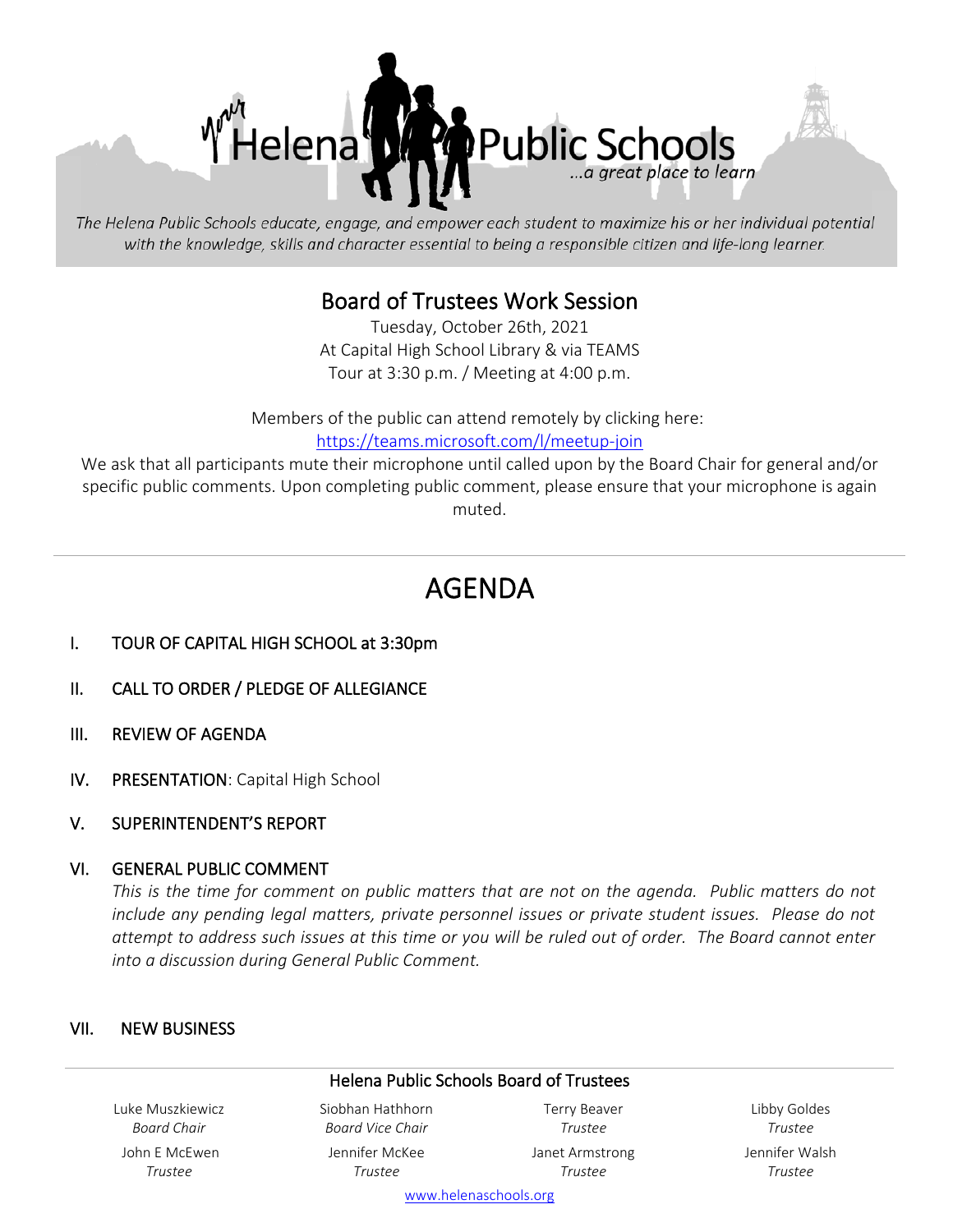Helena Public Schools
...a great place to learn

*The Helena Public Schools educate, engage, and empower each student to maximize his or her individual potential with the knowledge, skills and character essential to being a responsible citizen and life-long learner.*

## Board of Trustees Work Session

Tuesday, October 26th, 2021
At Capital High School Library & via TEAMS
Tour at 3:30 p.m. / Meeting at 4:00 p.m.

Members of the public can attend remotely by clicking here:
https://teams.microsoft.com/l/meetup-join

We ask that all participants mute their microphone until called upon by the Board Chair for general and/or specific public comments. Upon completing public comment, please ensure that your microphone is again muted.

---

# AGENDA

I. TOUR OF CAPITAL HIGH SCHOOL at 3:30pm

II. CALL TO ORDER / PLEDGE OF ALLEGIANCE

III. REVIEW OF AGENDA

IV. **PRESENTATION**: Capital High School

V. SUPERINTENDENT'S REPORT

VI. GENERAL PUBLIC COMMENT

*This is the time for comment on public matters that are not on the agenda. Public matters do not include any pending legal matters, private personnel issues or private student issues. Please do not attempt to address such issues at this time or you will be ruled out of order. The Board cannot enter into a discussion during General Public Comment.*

VII. NEW BUSINESS

---

**Helena Public Schools Board of Trustees**

| | | | |
|---|---|---|---|
| Luke Muszkiewicz<br>*Board Chair* | Siobhan Hathhorn<br>*Board Vice Chair* | Terry Beaver<br>*Trustee* | Libby Goldes<br>*Trustee* |
| John E McEwen<br>*Trustee* | Jennifer McKee<br>*Trustee* | Janet Armstrong<br>*Trustee* | Jennifer Walsh<br>*Trustee* |

www.helenaschools.org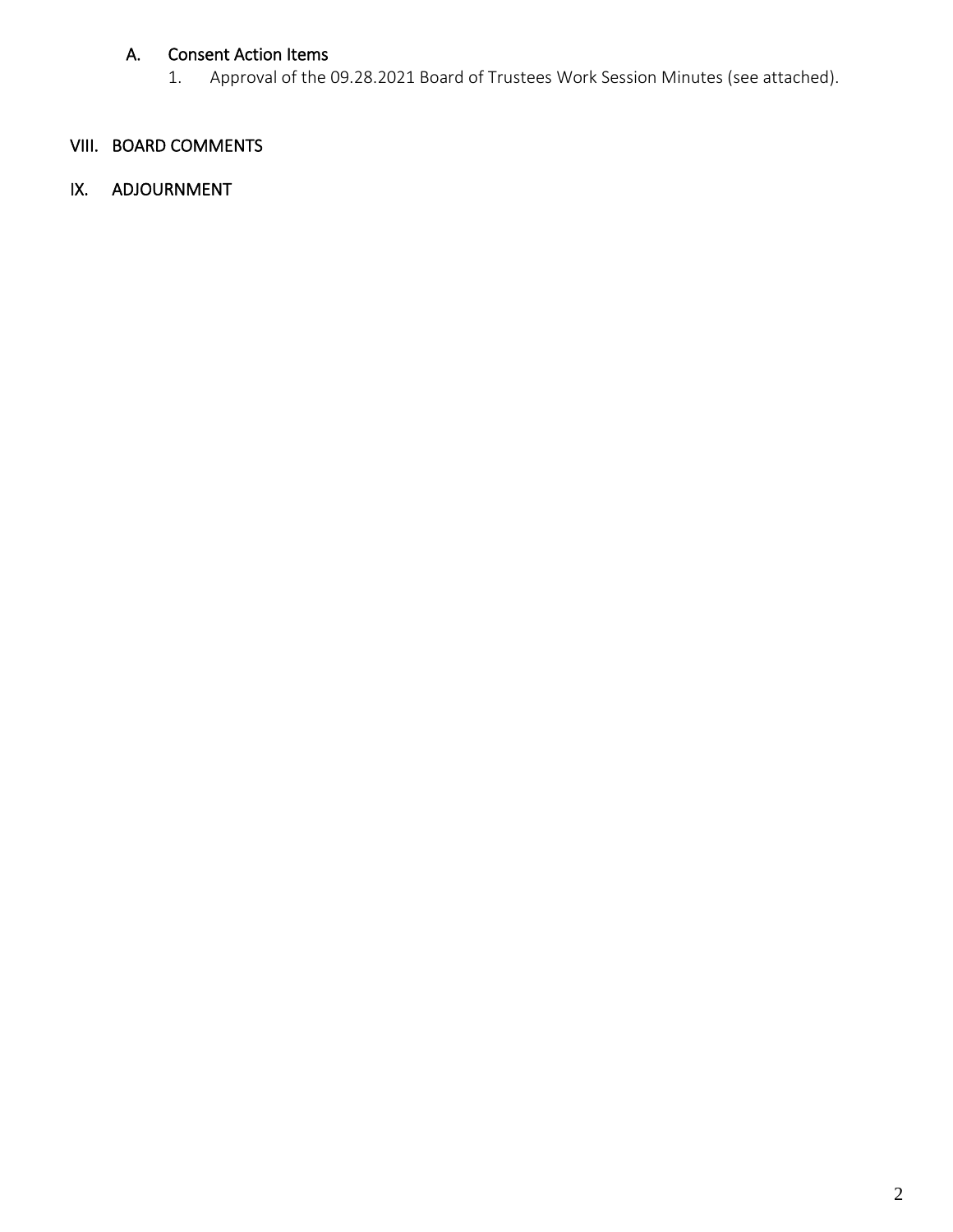### A. Consent Action Items

1. Approval of the 09.28.2021 Board of Trustees Work Session Minutes (see attached).

## VIII. BOARD COMMENTS

## IX. ADJOURNMENT